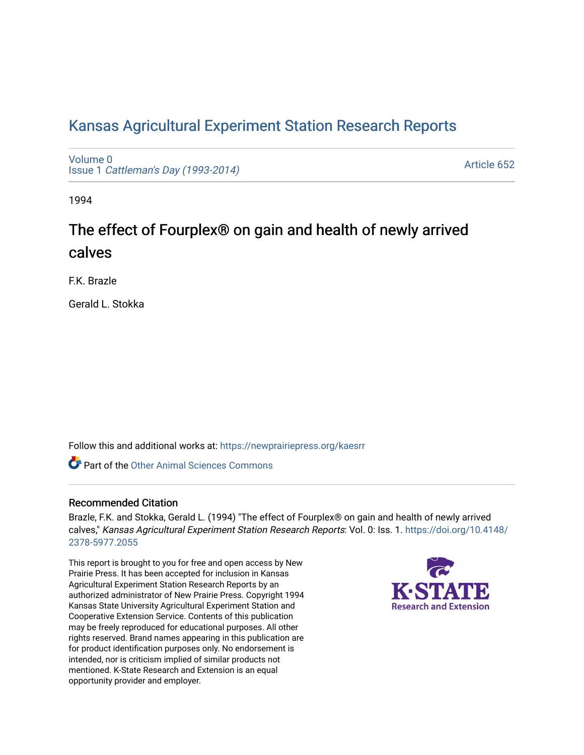# Kansas Agricultural Experiment Station Research Reports

Volume 0
Issue 1 *Cattleman's Day (1993-2014)*

Article 652

1994

## The effect of Fourplex® on gain and health of newly arrived calves

F.K. Brazle

Gerald L. Stokka

Follow this and additional works at: https://newprairiepress.org/kaesrr

Part of the Other Animal Sciences Commons

### Recommended Citation

Brazle, F.K. and Stokka, Gerald L. (1994) "The effect of Fourplex® on gain and health of newly arrived calves," *Kansas Agricultural Experiment Station Research Reports*: Vol. 0: Iss. 1. https://doi.org/10.4148/2378-5977.2055

This report is brought to you for free and open access by New Prairie Press. It has been accepted for inclusion in Kansas Agricultural Experiment Station Research Reports by an authorized administrator of New Prairie Press. Copyright 1994 Kansas State University Agricultural Experiment Station and Cooperative Extension Service. Contents of this publication may be freely reproduced for educational purposes. All other rights reserved. Brand names appearing in this publication are for product identification purposes only. No endorsement is intended, nor is criticism implied of similar products not mentioned. K-State Research and Extension is an equal opportunity provider and employer.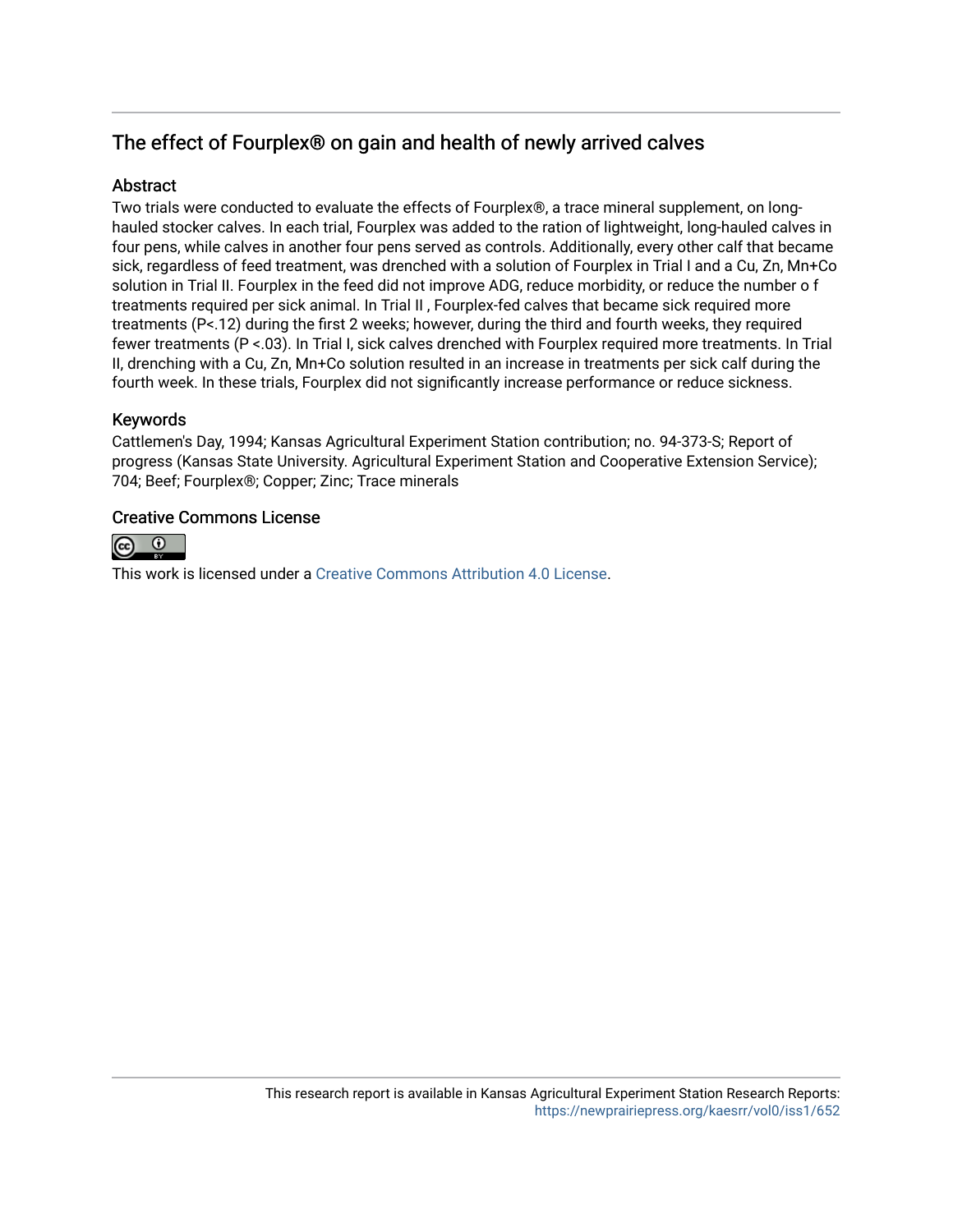## The effect of Fourplex® on gain and health of newly arrived calves

### Abstract

Two trials were conducted to evaluate the effects of Fourplex®, a trace mineral supplement, on long-hauled stocker calves. In each trial, Fourplex was added to the ration of lightweight, long-hauled calves in four pens, while calves in another four pens served as controls. Additionally, every other calf that became sick, regardless of feed treatment, was drenched with a solution of Fourplex in Trial I and a Cu, Zn, Mn+Co solution in Trial II. Fourplex in the feed did not improve ADG, reduce morbidity, or reduce the number o f treatments required per sick animal. In Trial II , Fourplex-fed calves that became sick required more treatments ($P<.12$) during the first 2 weeks; however, during the third and fourth weeks, they required fewer treatments ($P <.03$). In Trial I, sick calves drenched with Fourplex required more treatments. In Trial II, drenching with a Cu, Zn, Mn+Co solution resulted in an increase in treatments per sick calf during the fourth week. In these trials, Fourplex did not significantly increase performance or reduce sickness.

### Keywords

Cattlemen's Day, 1994; Kansas Agricultural Experiment Station contribution; no. 94-373-S; Report of progress (Kansas State University. Agricultural Experiment Station and Cooperative Extension Service); 704; Beef; Fourplex®; Copper; Zinc; Trace minerals

### Creative Commons License

This work is licensed under a Creative Commons Attribution 4.0 License.

This research report is available in Kansas Agricultural Experiment Station Research Reports: https://newprairiepress.org/kaesrr/vol0/iss1/652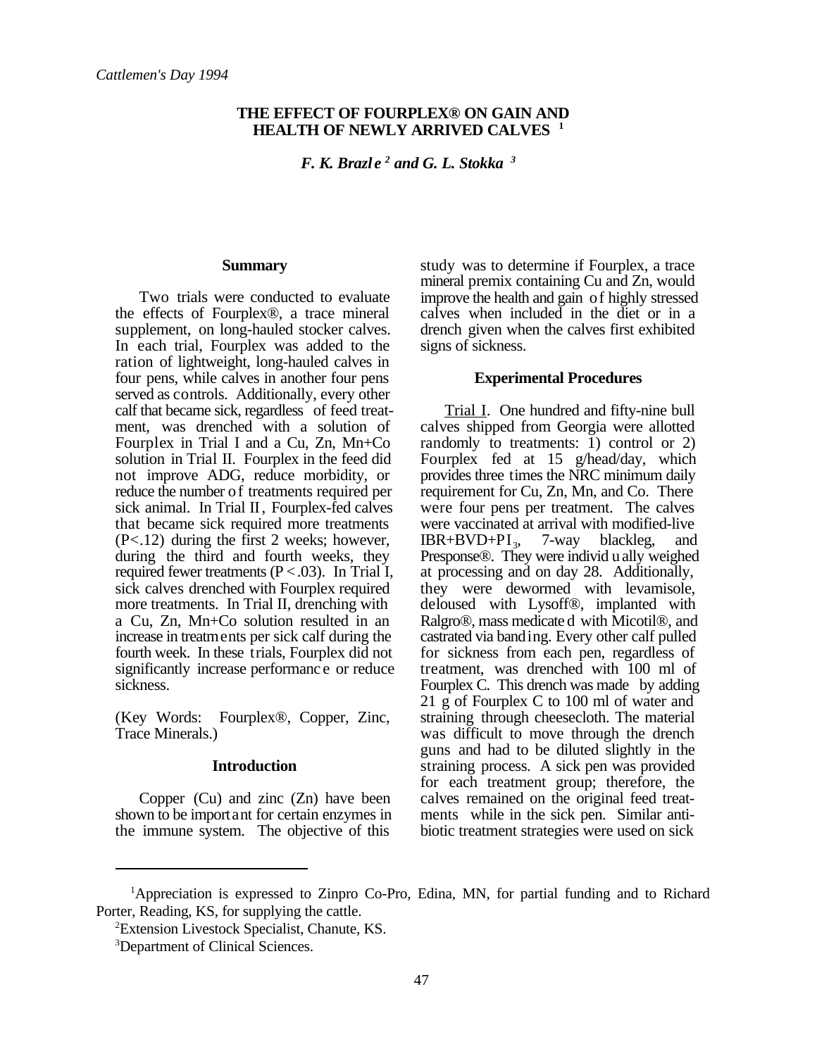*Cattlemen's Day 1994*

# THE EFFECT OF FOURPLEX® ON GAIN AND HEALTH OF NEWLY ARRIVED CALVES [1]

*F. K. Brazle [2] and G. L. Stokka [3]*

## Summary

Two trials were conducted to evaluate the effects of Fourplex®, a trace mineral supplement, on long-hauled stocker calves. In each trial, Fourplex was added to the ration of lightweight, long-hauled calves in four pens, while calves in another four pens served as controls. Additionally, every other calf that became sick, regardless of feed treatment, was drenched with a solution of Fourplex in Trial I and a Cu, Zn, Mn+Co solution in Trial II. Fourplex in the feed did not improve ADG, reduce morbidity, or reduce the number of treatments required per sick animal. In Trial II, Fourplex-fed calves that became sick required more treatments ($P<.12$) during the first 2 weeks; however, during the third and fourth weeks, they required fewer treatments ($P<.03$). In Trial I, sick calves drenched with Fourplex required more treatments. In Trial II, drenching with a Cu, Zn, Mn+Co solution resulted in an increase in treatments per sick calf during the fourth week. In these trials, Fourplex did not significantly increase performance or reduce sickness.

(Key Words: Fourplex®, Copper, Zinc, Trace Minerals.)

## Introduction

Copper (Cu) and zinc (Zn) have been shown to be important for certain enzymes in the immune system. The objective of this study was to determine if Fourplex, a trace mineral premix containing Cu and Zn, would improve the health and gain of highly stressed calves when included in the diet or in a drench given when the calves first exhibited signs of sickness.

## Experimental Procedures

Trial I. One hundred and fifty-nine bull calves shipped from Georgia were allotted randomly to treatments: 1) control or 2) Fourplex fed at 15 g/head/day, which provides three times the NRC minimum daily requirement for Cu, Zn, Mn, and Co. There were four pens per treatment. The calves were vaccinated at arrival with modified-live IBR+BVD+$PI_3$, 7-way blackleg, and Presponse®. They were individually weighed at processing and on day 28. Additionally, they were dewormed with levamisole, deloused with Lysoff®, implanted with Ralgro®, mass medicated with Micotil®, and castrated via banding. Every other calf pulled for sickness from each pen, regardless of treatment, was drenched with 100 ml of Fourplex C. This drench was made by adding 21 g of Fourplex C to 100 ml of water and straining through cheesecloth. The material was difficult to move through the drench guns and had to be diluted slightly in the straining process. A sick pen was provided for each treatment group; therefore, the calves remained on the original feed treatments while in the sick pen. Similar antibiotic treatment strategies were used on sick

---

[1] Appreciation is expressed to Zinpro Co-Pro, Edina, MN, for partial funding and to Richard Porter, Reading, KS, for supplying the cattle.

[2] Extension Livestock Specialist, Chanute, KS.

[3] Department of Clinical Sciences.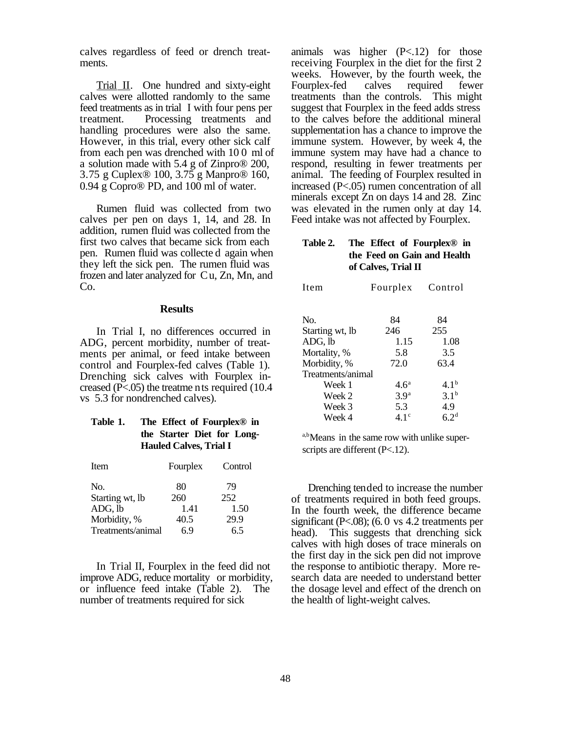calves regardless of feed or drench treatments.

Trial II. One hundred and sixty-eight calves were allotted randomly to the same feed treatments as in trial I with four pens per treatment. Processing treatments and handling procedures were also the same. However, in this trial, every other sick calf from each pen was drenched with 100 ml of a solution made with 5.4 g of Zinpro® 200, 3.75 g Cuplex® 100, 3.75 g Manpro® 160, 0.94 g Copro® PD, and 100 ml of water.

Rumen fluid was collected from two calves per pen on days 1, 14, and 28. In addition, rumen fluid was collected from the first two calves that became sick from each pen. Rumen fluid was collected again when they left the sick pen. The rumen fluid was frozen and later analyzed for Cu, Zn, Mn, and Co.

## Results

In Trial I, no differences occurred in ADG, percent morbidity, number of treatments per animal, or feed intake between control and Fourplex-fed calves (Table 1). Drenching sick calves with Fourplex increased ($P<.05$) the treatments required (10.4 vs 5.3 for nondrenched calves).

**Table 1. The Effect of Fourplex® in the Starter Diet for Long-Hauled Calves, Trial I**

| Item | Fourplex | Control |
|---|---|---|
| No. | 80 | 79 |
| Starting wt, lb | 260 | 252 |
| ADG, lb | 1.41 | 1.50 |
| Morbidity, % | 40.5 | 29.9 |
| Treatments/animal | 6.9 | 6.5 |

In Trial II, Fourplex in the feed did not improve ADG, reduce mortality or morbidity, or influence feed intake (Table 2). The number of treatments required for sick animals was higher ($P<.12$) for those receiving Fourplex in the diet for the first 2 weeks. However, by the fourth week, the Fourplex-fed calves required fewer treatments than the controls. This might suggest that Fourplex in the feed adds stress to the calves before the additional mineral supplementation has a chance to improve the immune system. However, by week 4, the immune system may have had a chance to respond, resulting in fewer treatments per animal. The feeding of Fourplex resulted in increased ($P<.05$) rumen concentration of all minerals except Zn on days 14 and 28. Zinc was elevated in the rumen only at day 14. Feed intake was not affected by Fourplex.

**Table 2. The Effect of Fourplex® in the Feed on Gain and Health of Calves, Trial II**

| Item | Fourplex | Control |
|---|---|---|
| No. | 84 | 84 |
| Starting wt, lb | 246 | 255 |
| ADG, lb | 1.15 | 1.08 |
| Mortality, % | 5.8 | 3.5 |
| Morbidity, % | 72.0 | 63.4 |
| Treatments/animal | | |
| Week 1 | 4.6[a] | 4.1[b] |
| Week 2 | 3.9[a] | 3.1[b] |
| Week 3 | 5.3 | 4.9 |
| Week 4 | 4.1[c] | 6.2[d] |

[a,b]Means in the same row with unlike superscripts are different ($P<.12$).

Drenching tended to increase the number of treatments required in both feed groups. In the fourth week, the difference became significant ($P<.08$); (6.0 vs 4.2 treatments per head). This suggests that drenching sick calves with high doses of trace minerals on the first day in the sick pen did not improve the response to antibiotic therapy. More research data are needed to understand better the dosage level and effect of the drench on the health of light-weight calves.